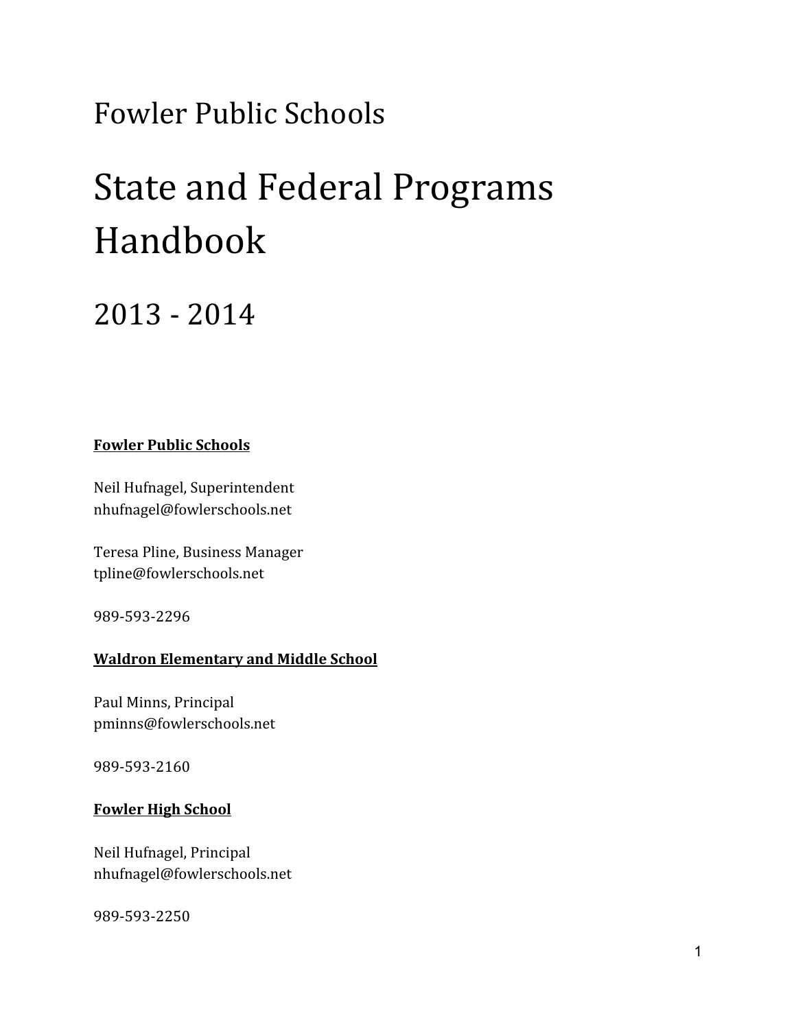# Fowler Public Schools

# State and Federal Programs Handbook

## 2013 - 2014

**Fowler Public Schools**

Neil Hufnagel, Superintendent
nhufnagel@fowlerschools.net

Teresa Pline, Business Manager
tpline@fowlerschools.net

989-593-2296

**Waldron Elementary and Middle School**

Paul Minns, Principal
pminns@fowlerschools.net

989-593-2160

**Fowler High School**

Neil Hufnagel, Principal
nhufnagel@fowlerschools.net

989-593-2250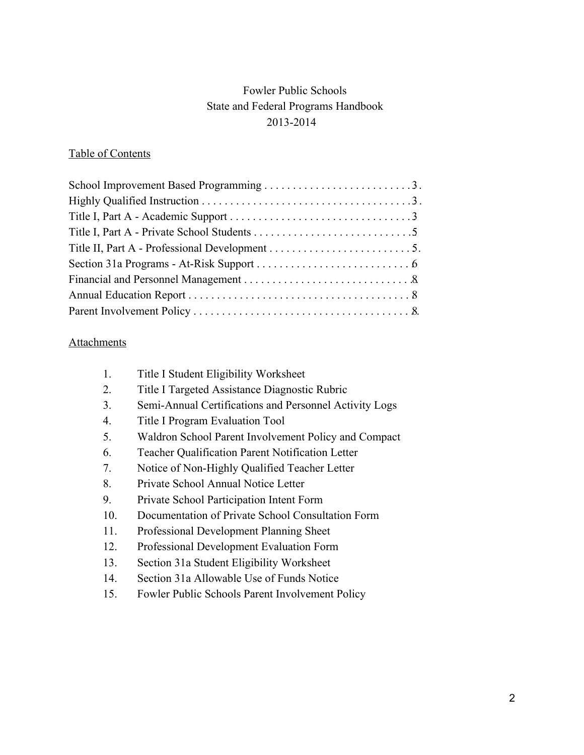Fowler Public Schools
State and Federal Programs Handbook
2013-2014

Table of Contents

School Improvement Based Programming . . . . . . . . . . . . . . . . . . . . . . . . . . 3
Highly Qualified Instruction . . . . . . . . . . . . . . . . . . . . . . . . . . . . . . . . . . . . . 3
Title I, Part A - Academic Support . . . . . . . . . . . . . . . . . . . . . . . . . . . . . . . 3
Title I, Part A - Private School Students . . . . . . . . . . . . . . . . . . . . . . . . . . . . 5
Title II, Part A - Professional Development . . . . . . . . . . . . . . . . . . . . . . . . . 5
Section 31a Programs - At-Risk Support . . . . . . . . . . . . . . . . . . . . . . . . . . . 6
Financial and Personnel Management . . . . . . . . . . . . . . . . . . . . . . . . . . . . . 8
Annual Education Report . . . . . . . . . . . . . . . . . . . . . . . . . . . . . . . . . . . . . . 8
Parent Involvement Policy . . . . . . . . . . . . . . . . . . . . . . . . . . . . . . . . . . . . . . 8

Attachments

1. Title I Student Eligibility Worksheet
2. Title I Targeted Assistance Diagnostic Rubric
3. Semi-Annual Certifications and Personnel Activity Logs
4. Title I Program Evaluation Tool
5. Waldron School Parent Involvement Policy and Compact
6. Teacher Qualification Parent Notification Letter
7. Notice of Non-Highly Qualified Teacher Letter
8. Private School Annual Notice Letter
9. Private School Participation Intent Form
10. Documentation of Private School Consultation Form
11. Professional Development Planning Sheet
12. Professional Development Evaluation Form
13. Section 31a Student Eligibility Worksheet
14. Section 31a Allowable Use of Funds Notice
15. Fowler Public Schools Parent Involvement Policy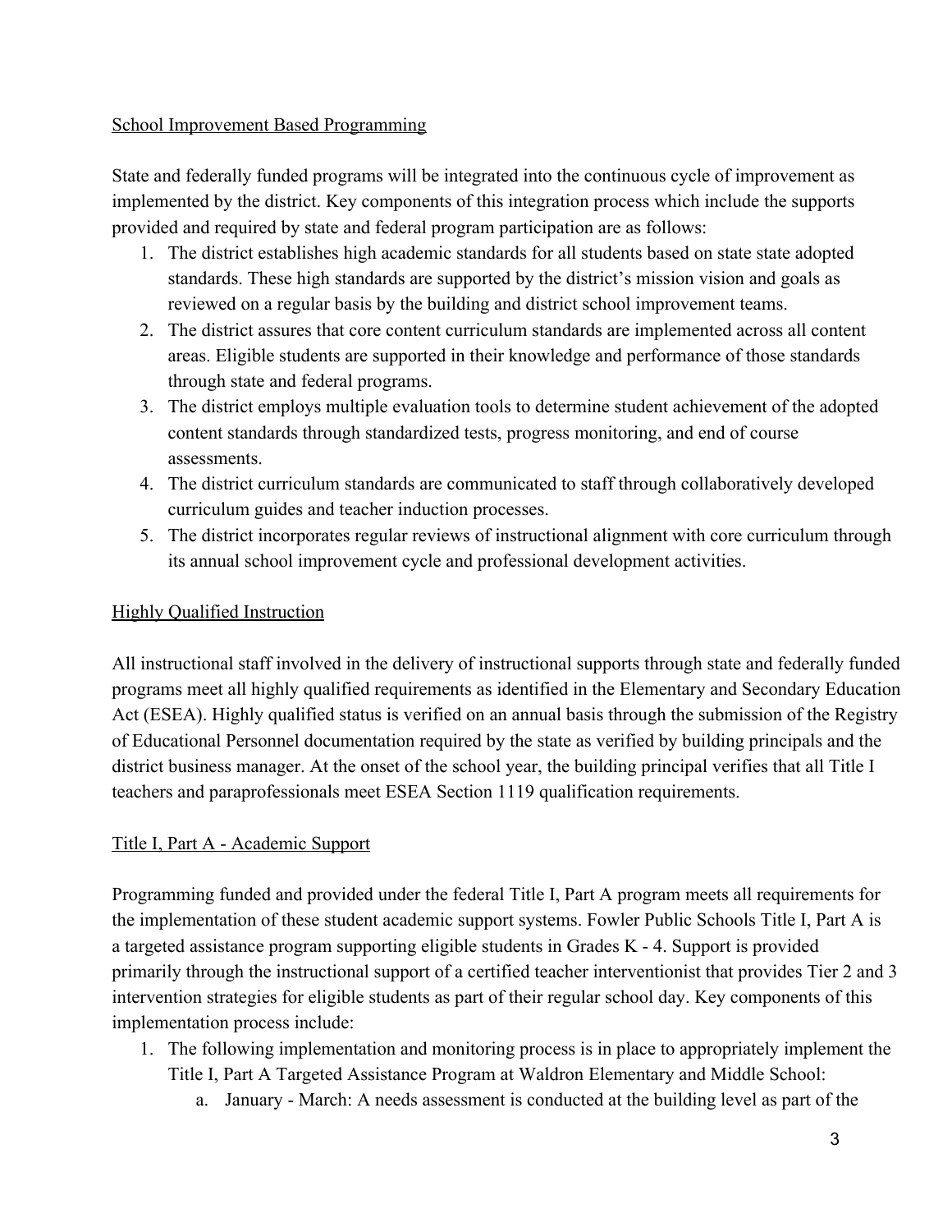School Improvement Based Programming

State and federally funded programs will be integrated into the continuous cycle of improvement as implemented by the district. Key components of this integration process which include the supports provided and required by state and federal program participation are as follows:

1. The district establishes high academic standards for all students based on state state adopted standards. These high standards are supported by the district's mission vision and goals as reviewed on a regular basis by the building and district school improvement teams.
2. The district assures that core content curriculum standards are implemented across all content areas. Eligible students are supported in their knowledge and performance of those standards through state and federal programs.
3. The district employs multiple evaluation tools to determine student achievement of the adopted content standards through standardized tests, progress monitoring, and end of course assessments.
4. The district curriculum standards are communicated to staff through collaboratively developed curriculum guides and teacher induction processes.
5. The district incorporates regular reviews of instructional alignment with core curriculum through its annual school improvement cycle and professional development activities.

Highly Qualified Instruction

All instructional staff involved in the delivery of instructional supports through state and federally funded programs meet all highly qualified requirements as identified in the Elementary and Secondary Education Act (ESEA). Highly qualified status is verified on an annual basis through the submission of the Registry of Educational Personnel documentation required by the state as verified by building principals and the district business manager. At the onset of the school year, the building principal verifies that all Title I teachers and paraprofessionals meet ESEA Section 1119 qualification requirements.

Title I, Part A - Academic Support

Programming funded and provided under the federal Title I, Part A program meets all requirements for the implementation of these student academic support systems. Fowler Public Schools Title I, Part A is a targeted assistance program supporting eligible students in Grades K - 4. Support is provided primarily through the instructional support of a certified teacher interventionist that provides Tier 2 and 3 intervention strategies for eligible students as part of their regular school day. Key components of this implementation process include:

1. The following implementation and monitoring process is in place to appropriately implement the Title I, Part A Targeted Assistance Program at Waldron Elementary and Middle School:
   a. January - March: A needs assessment is conducted at the building level as part of the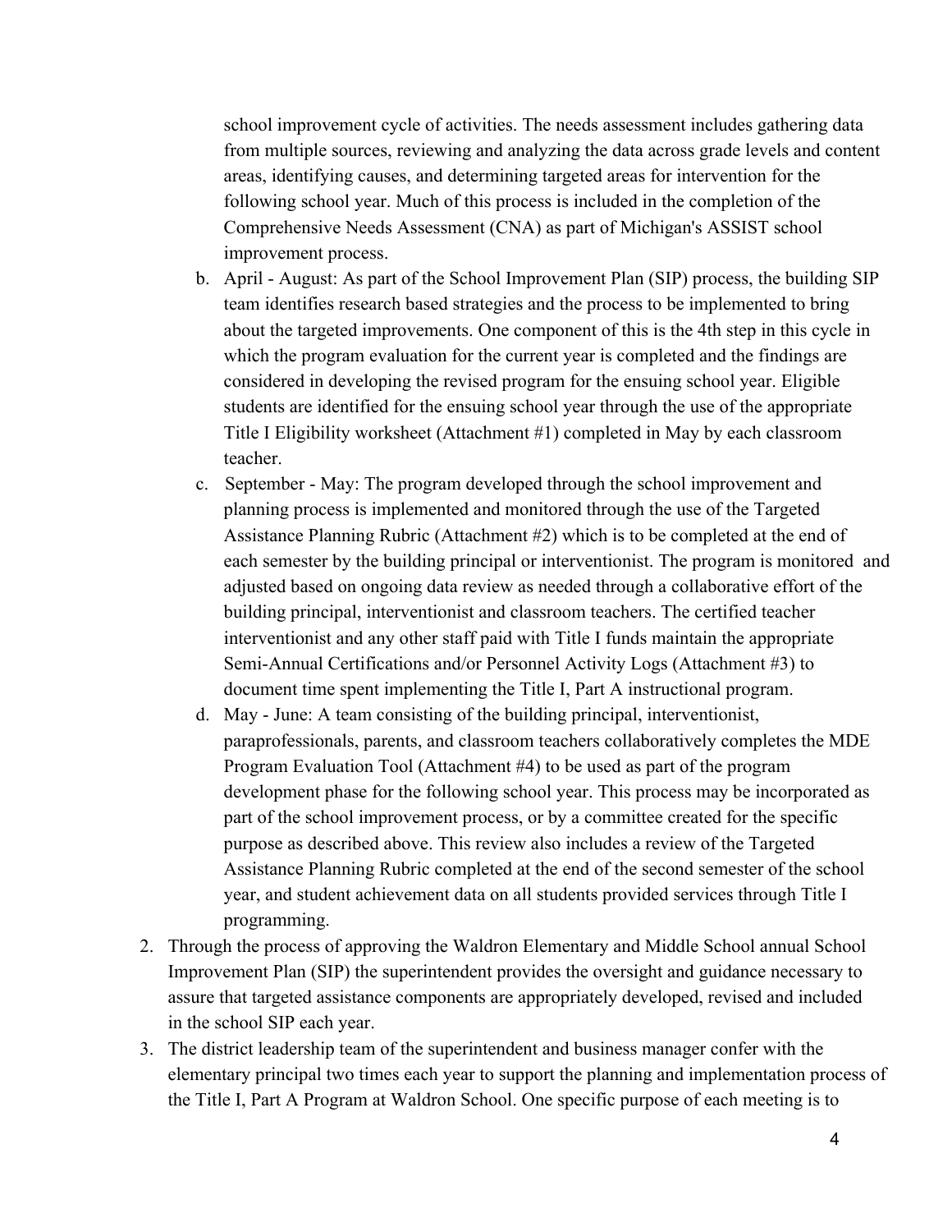school improvement cycle of activities. The needs assessment includes gathering data from multiple sources, reviewing and analyzing the data across grade levels and content areas, identifying causes, and determining targeted areas for intervention for the following school year. Much of this process is included in the completion of the Comprehensive Needs Assessment (CNA) as part of Michigan's ASSIST school improvement process.

   b. April - August: As part of the School Improvement Plan (SIP) process, the building SIP team identifies research based strategies and the process to be implemented to bring about the targeted improvements. One component of this is the 4th step in this cycle in which the program evaluation for the current year is completed and the findings are considered in developing the revised program for the ensuing school year. Eligible students are identified for the ensuing school year through the use of the appropriate Title I Eligibility worksheet (Attachment #1) completed in May by each classroom teacher.
   c. September - May: The program developed through the school improvement and planning process is implemented and monitored through the use of the Targeted Assistance Planning Rubric (Attachment #2) which is to be completed at the end of each semester by the building principal or interventionist. The program is monitored and adjusted based on ongoing data review as needed through a collaborative effort of the building principal, interventionist and classroom teachers. The certified teacher interventionist and any other staff paid with Title I funds maintain the appropriate Semi-Annual Certifications and/or Personnel Activity Logs (Attachment #3) to document time spent implementing the Title I, Part A instructional program.
   d. May - June: A team consisting of the building principal, interventionist, paraprofessionals, parents, and classroom teachers collaboratively completes the MDE Program Evaluation Tool (Attachment #4) to be used as part of the program development phase for the following school year. This process may be incorporated as part of the school improvement process, or by a committee created for the specific purpose as described above. This review also includes a review of the Targeted Assistance Planning Rubric completed at the end of the second semester of the school year, and student achievement data on all students provided services through Title I programming.

2. Through the process of approving the Waldron Elementary and Middle School annual School Improvement Plan (SIP) the superintendent provides the oversight and guidance necessary to assure that targeted assistance components are appropriately developed, revised and included in the school SIP each year.
3. The district leadership team of the superintendent and business manager confer with the elementary principal two times each year to support the planning and implementation process of the Title I, Part A Program at Waldron School. One specific purpose of each meeting is to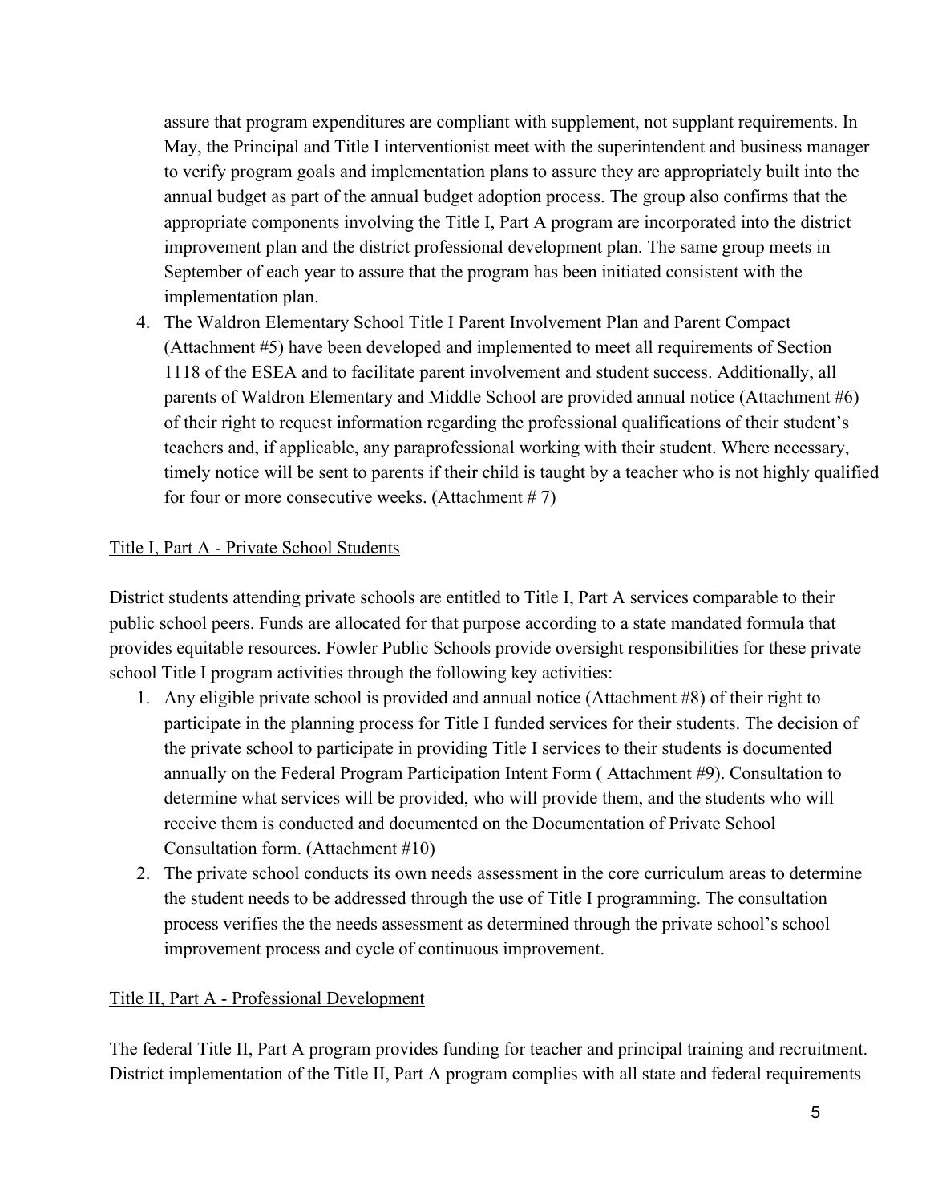assure that program expenditures are compliant with supplement, not supplant requirements. In May, the Principal and Title I interventionist meet with the superintendent and business manager to verify program goals and implementation plans to assure they are appropriately built into the annual budget as part of the annual budget adoption process. The group also confirms that the appropriate components involving the Title I, Part A program are incorporated into the district improvement plan and the district professional development plan. The same group meets in September of each year to assure that the program has been initiated consistent with the implementation plan.

4. The Waldron Elementary School Title I Parent Involvement Plan and Parent Compact (Attachment #5) have been developed and implemented to meet all requirements of Section 1118 of the ESEA and to facilitate parent involvement and student success. Additionally, all parents of Waldron Elementary and Middle School are provided annual notice (Attachment #6) of their right to request information regarding the professional qualifications of their student's teachers and, if applicable, any paraprofessional working with their student. Where necessary, timely notice will be sent to parents if their child is taught by a teacher who is not highly qualified for four or more consecutive weeks. (Attachment # 7)

Title I, Part A - Private School Students

District students attending private schools are entitled to Title I, Part A services comparable to their public school peers. Funds are allocated for that purpose according to a state mandated formula that provides equitable resources. Fowler Public Schools provide oversight responsibilities for these private school Title I program activities through the following key activities:

1. Any eligible private school is provided and annual notice (Attachment #8) of their right to participate in the planning process for Title I funded services for their students. The decision of the private school to participate in providing Title I services to their students is documented annually on the Federal Program Participation Intent Form ( Attachment #9). Consultation to determine what services will be provided, who will provide them, and the students who will receive them is conducted and documented on the Documentation of Private School Consultation form. (Attachment #10)
2. The private school conducts its own needs assessment in the core curriculum areas to determine the student needs to be addressed through the use of Title I programming. The consultation process verifies the the needs assessment as determined through the private school's school improvement process and cycle of continuous improvement.

Title II, Part A - Professional Development

The federal Title II, Part A program provides funding for teacher and principal training and recruitment. District implementation of the Title II, Part A program complies with all state and federal requirements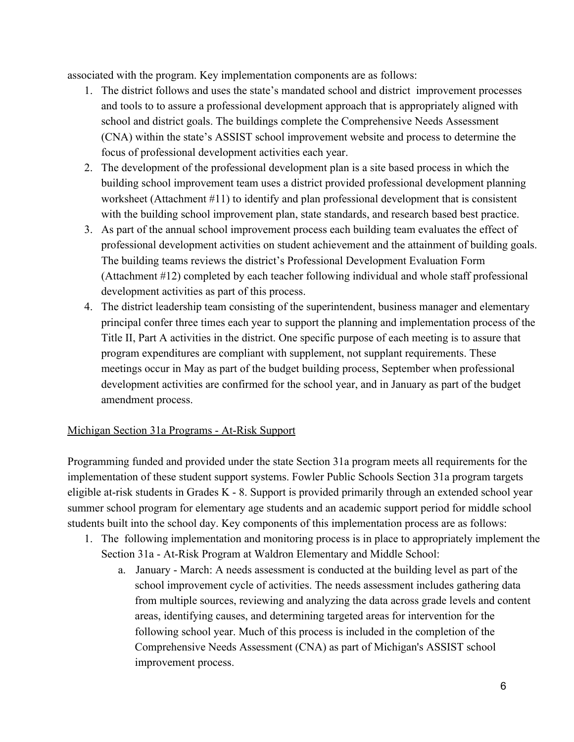associated with the program. Key implementation components are as follows:

1. The district follows and uses the state's mandated school and district improvement processes and tools to to assure a professional development approach that is appropriately aligned with school and district goals. The buildings complete the Comprehensive Needs Assessment (CNA) within the state's ASSIST school improvement website and process to determine the focus of professional development activities each year.
2. The development of the professional development plan is a site based process in which the building school improvement team uses a district provided professional development planning worksheet (Attachment #11) to identify and plan professional development that is consistent with the building school improvement plan, state standards, and research based best practice.
3. As part of the annual school improvement process each building team evaluates the effect of professional development activities on student achievement and the attainment of building goals. The building teams reviews the district's Professional Development Evaluation Form (Attachment #12) completed by each teacher following individual and whole staff professional development activities as part of this process.
4. The district leadership team consisting of the superintendent, business manager and elementary principal confer three times each year to support the planning and implementation process of the Title II, Part A activities in the district. One specific purpose of each meeting is to assure that program expenditures are compliant with supplement, not supplant requirements. These meetings occur in May as part of the budget building process, September when professional development activities are confirmed for the school year, and in January as part of the budget amendment process.

<u>Michigan Section 31a Programs - At-Risk Support</u>

Programming funded and provided under the state Section 31a program meets all requirements for the implementation of these student support systems. Fowler Public Schools Section 31a program targets eligible at-risk students in Grades K - 8. Support is provided primarily through an extended school year summer school program for elementary age students and an academic support period for middle school students built into the school day. Key components of this implementation process are as follows:

1. The following implementation and monitoring process is in place to appropriately implement the Section 31a - At-Risk Program at Waldron Elementary and Middle School:
   a. January - March: A needs assessment is conducted at the building level as part of the school improvement cycle of activities. The needs assessment includes gathering data from multiple sources, reviewing and analyzing the data across grade levels and content areas, identifying causes, and determining targeted areas for intervention for the following school year. Much of this process is included in the completion of the Comprehensive Needs Assessment (CNA) as part of Michigan's ASSIST school improvement process.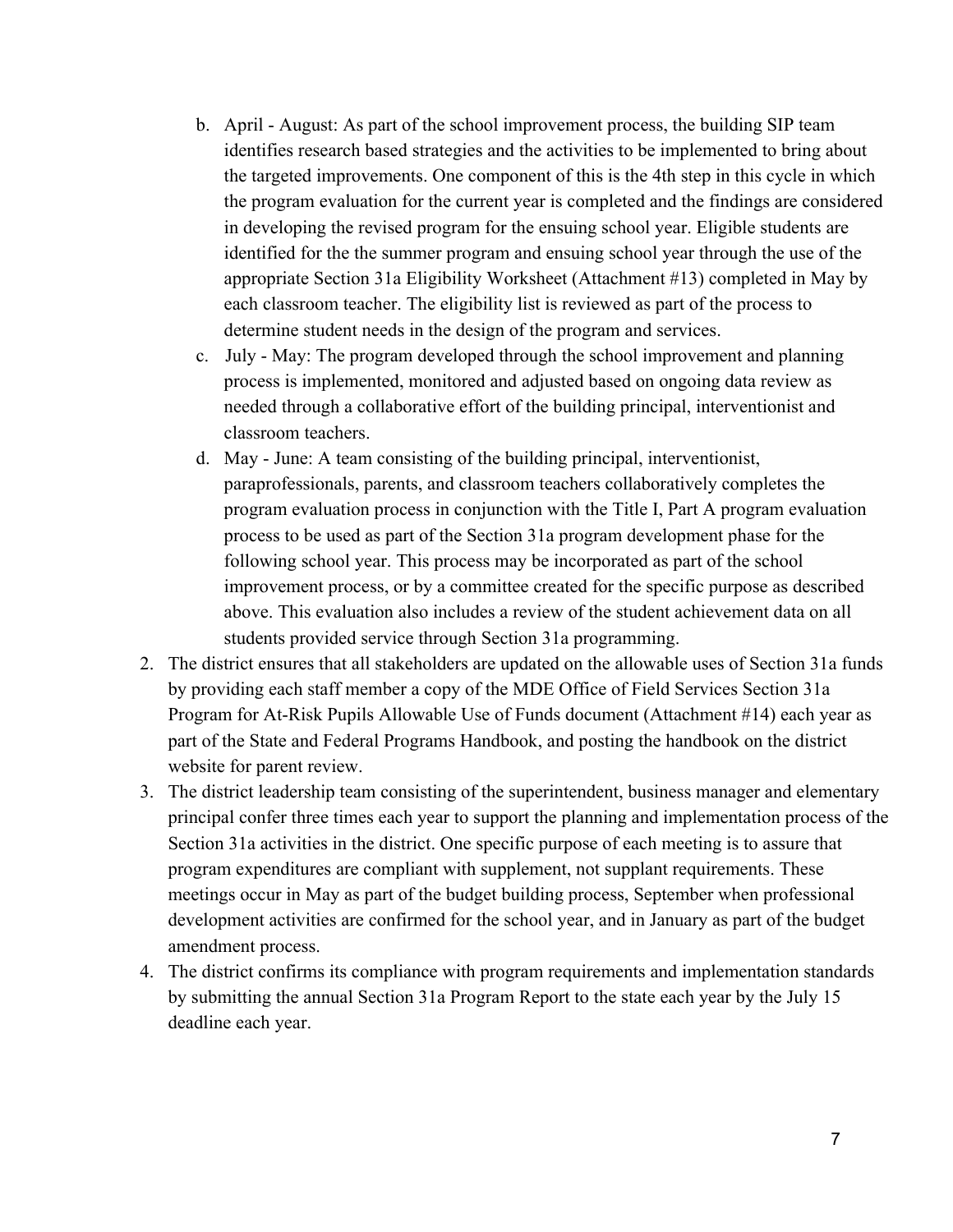b. April - August: As part of the school improvement process, the building SIP team identifies research based strategies and the activities to be implemented to bring about the targeted improvements. One component of this is the 4th step in this cycle in which the program evaluation for the current year is completed and the findings are considered in developing the revised program for the ensuing school year. Eligible students are identified for the the summer program and ensuing school year through the use of the appropriate Section 31a Eligibility Worksheet (Attachment #13) completed in May by each classroom teacher. The eligibility list is reviewed as part of the process to determine student needs in the design of the program and services.
   c. July - May: The program developed through the school improvement and planning process is implemented, monitored and adjusted based on ongoing data review as needed through a collaborative effort of the building principal, interventionist and classroom teachers.
   d. May - June: A team consisting of the building principal, interventionist, paraprofessionals, parents, and classroom teachers collaboratively completes the program evaluation process in conjunction with the Title I, Part A program evaluation process to be used as part of the Section 31a program development phase for the following school year. This process may be incorporated as part of the school improvement process, or by a committee created for the specific purpose as described above. This evaluation also includes a review of the student achievement data on all students provided service through Section 31a programming.
2. The district ensures that all stakeholders are updated on the allowable uses of Section 31a funds by providing each staff member a copy of the MDE Office of Field Services Section 31a Program for At-Risk Pupils Allowable Use of Funds document (Attachment #14) each year as part of the State and Federal Programs Handbook, and posting the handbook on the district website for parent review.
3. The district leadership team consisting of the superintendent, business manager and elementary principal confer three times each year to support the planning and implementation process of the Section 31a activities in the district. One specific purpose of each meeting is to assure that program expenditures are compliant with supplement, not supplant requirements. These meetings occur in May as part of the budget building process, September when professional development activities are confirmed for the school year, and in January as part of the budget amendment process.
4. The district confirms its compliance with program requirements and implementation standards by submitting the annual Section 31a Program Report to the state each year by the July 15 deadline each year.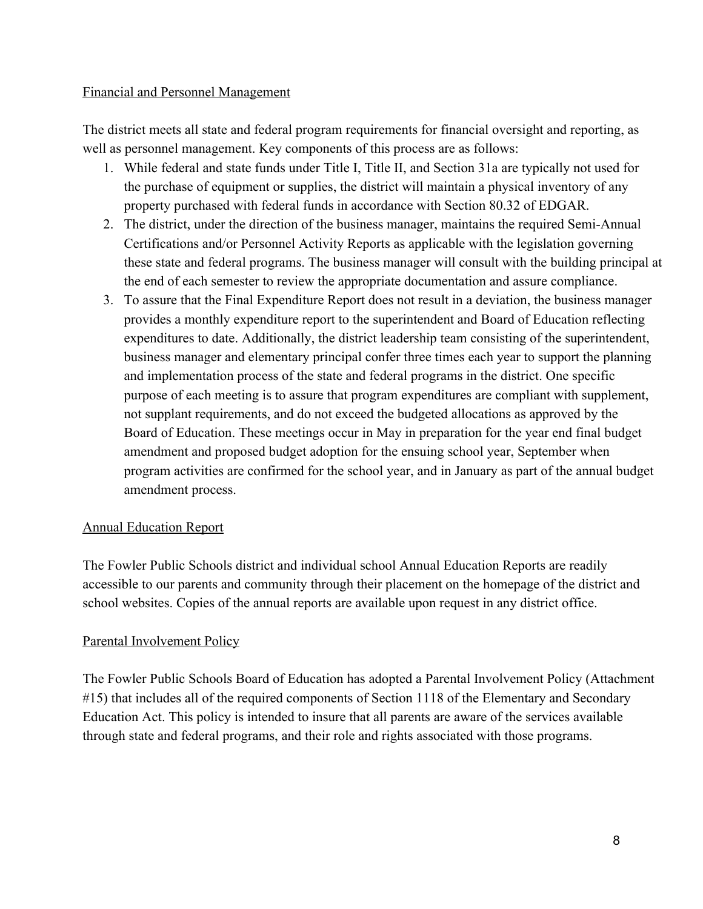## Financial and Personnel Management

The district meets all state and federal program requirements for financial oversight and reporting, as well as personnel management. Key components of this process are as follows:

1. While federal and state funds under Title I, Title II, and Section 31a are typically not used for the purchase of equipment or supplies, the district will maintain a physical inventory of any property purchased with federal funds in accordance with Section 80.32 of EDGAR.
2. The district, under the direction of the business manager, maintains the required Semi-Annual Certifications and/or Personnel Activity Reports as applicable with the legislation governing these state and federal programs. The business manager will consult with the building principal at the end of each semester to review the appropriate documentation and assure compliance.
3. To assure that the Final Expenditure Report does not result in a deviation, the business manager provides a monthly expenditure report to the superintendent and Board of Education reflecting expenditures to date. Additionally, the district leadership team consisting of the superintendent, business manager and elementary principal confer three times each year to support the planning and implementation process of the state and federal programs in the district. One specific purpose of each meeting is to assure that program expenditures are compliant with supplement, not supplant requirements, and do not exceed the budgeted allocations as approved by the Board of Education. These meetings occur in May in preparation for the year end final budget amendment and proposed budget adoption for the ensuing school year, September when program activities are confirmed for the school year, and in January as part of the annual budget amendment process.

## Annual Education Report

The Fowler Public Schools district and individual school Annual Education Reports are readily accessible to our parents and community through their placement on the homepage of the district and school websites. Copies of the annual reports are available upon request in any district office.

## Parental Involvement Policy

The Fowler Public Schools Board of Education has adopted a Parental Involvement Policy (Attachment #15) that includes all of the required components of Section 1118 of the Elementary and Secondary Education Act. This policy is intended to insure that all parents are aware of the services available through state and federal programs, and their role and rights associated with those programs.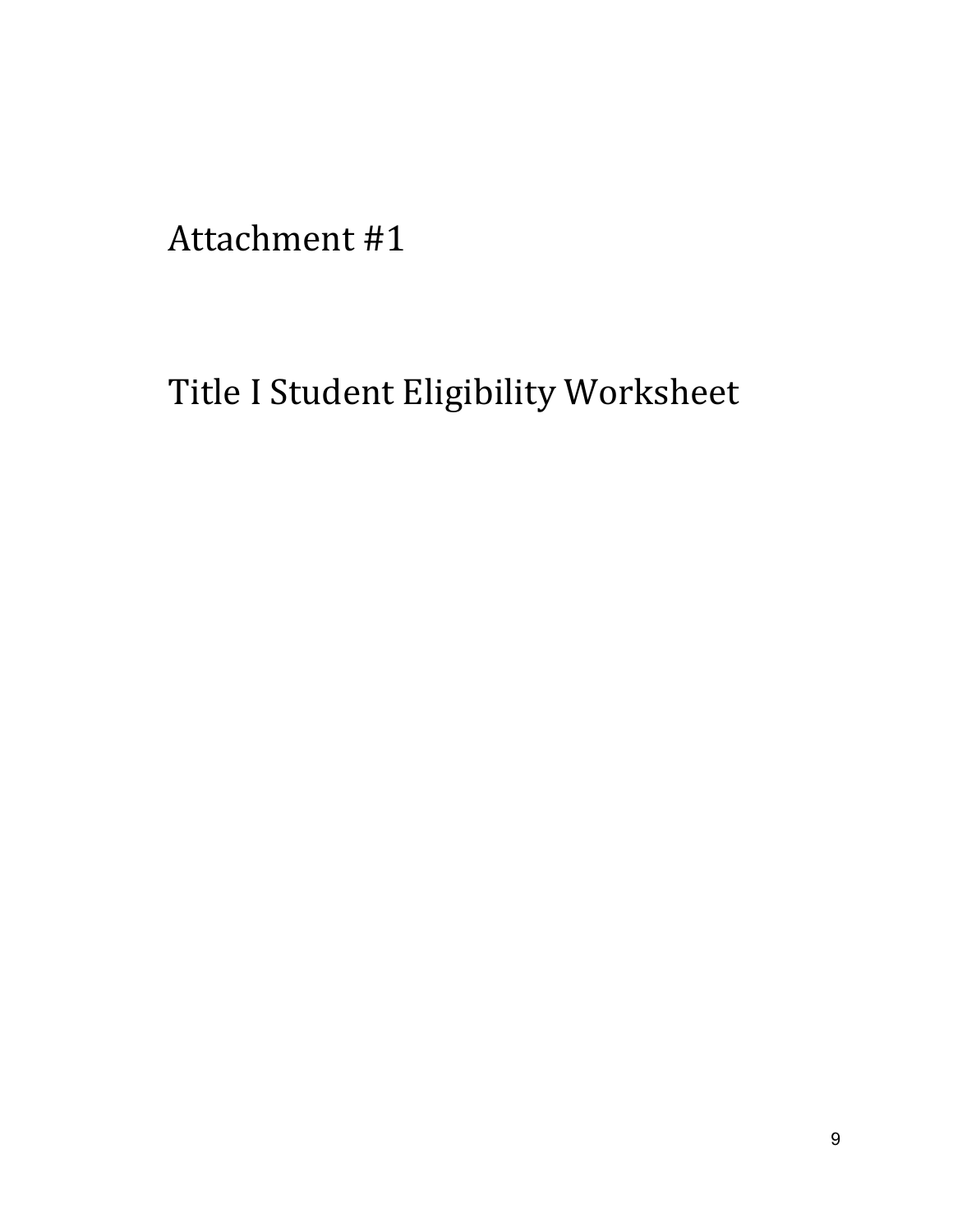# Attachment #1

# Title I Student Eligibility Worksheet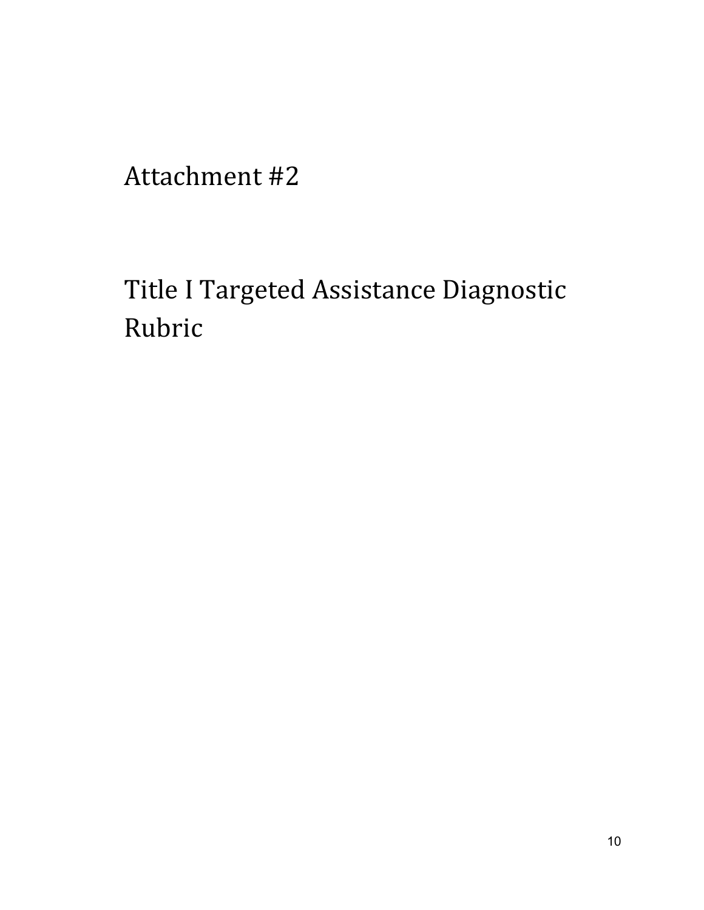# Attachment #2

# Title I Targeted Assistance Diagnostic Rubric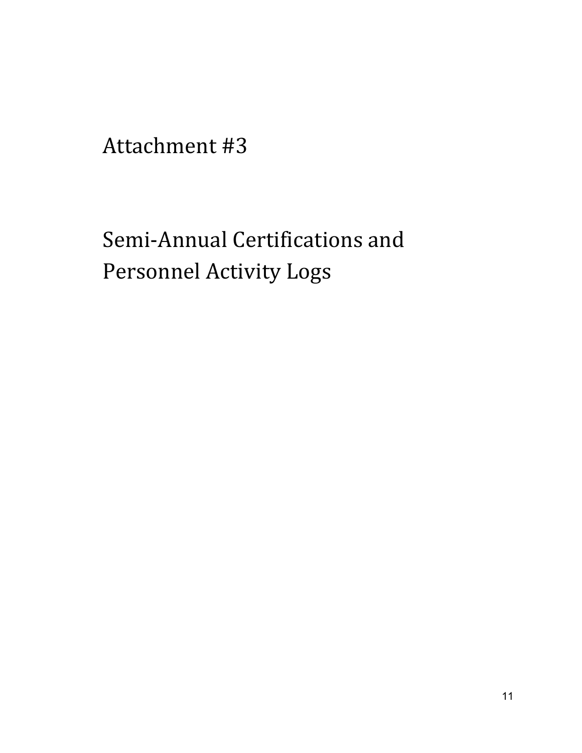# Attachment #3

# Semi-Annual Certifications and Personnel Activity Logs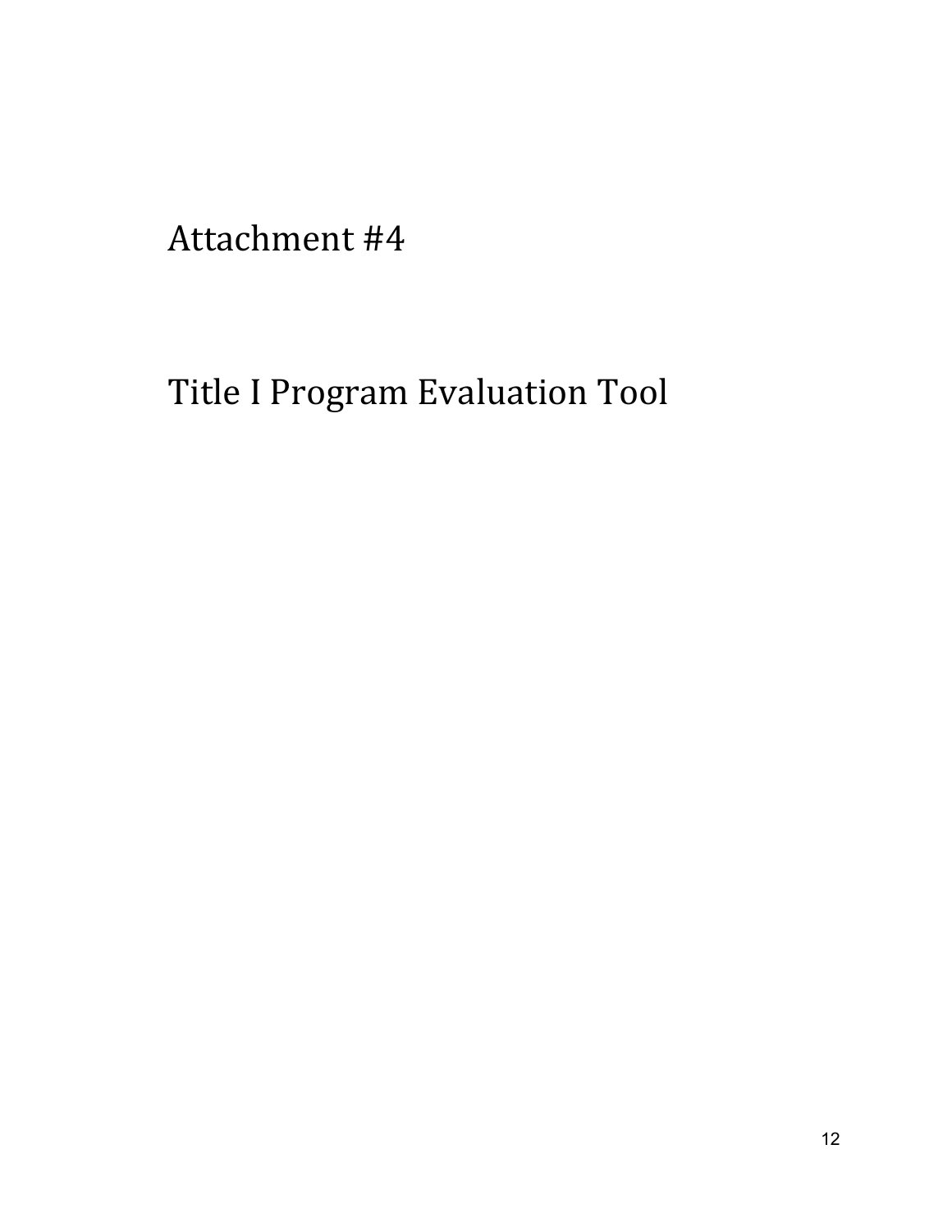# Attachment #4

# Title I Program Evaluation Tool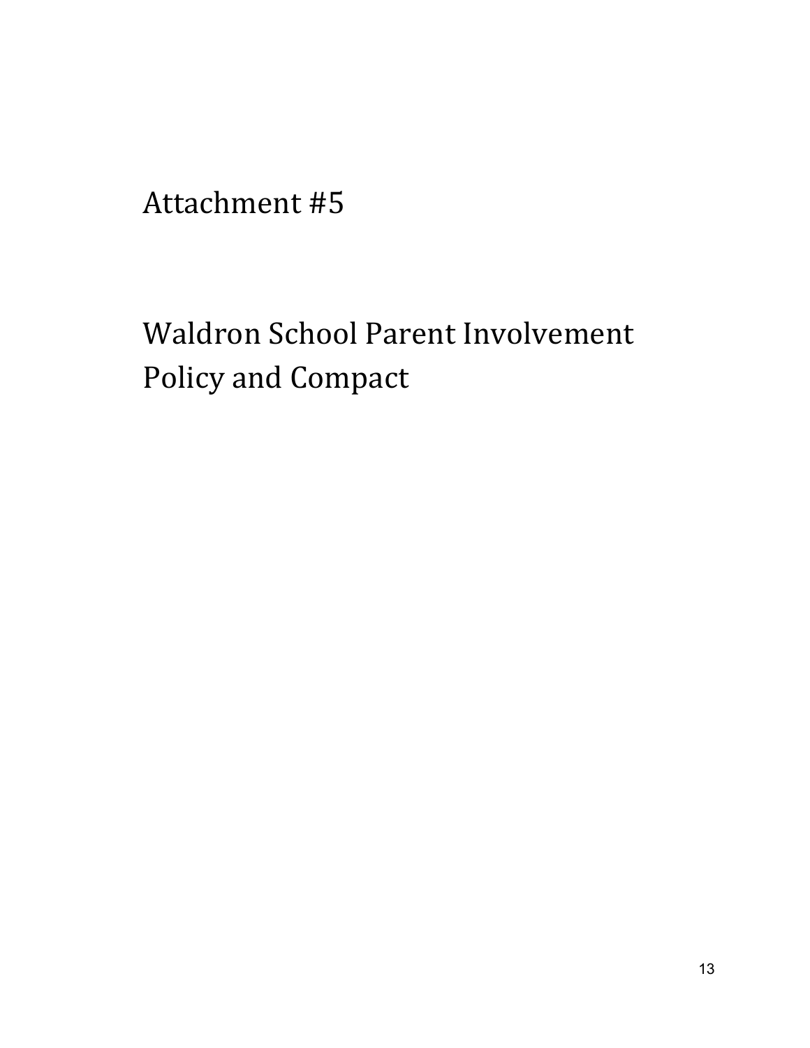# Attachment #5

# Waldron School Parent Involvement Policy and Compact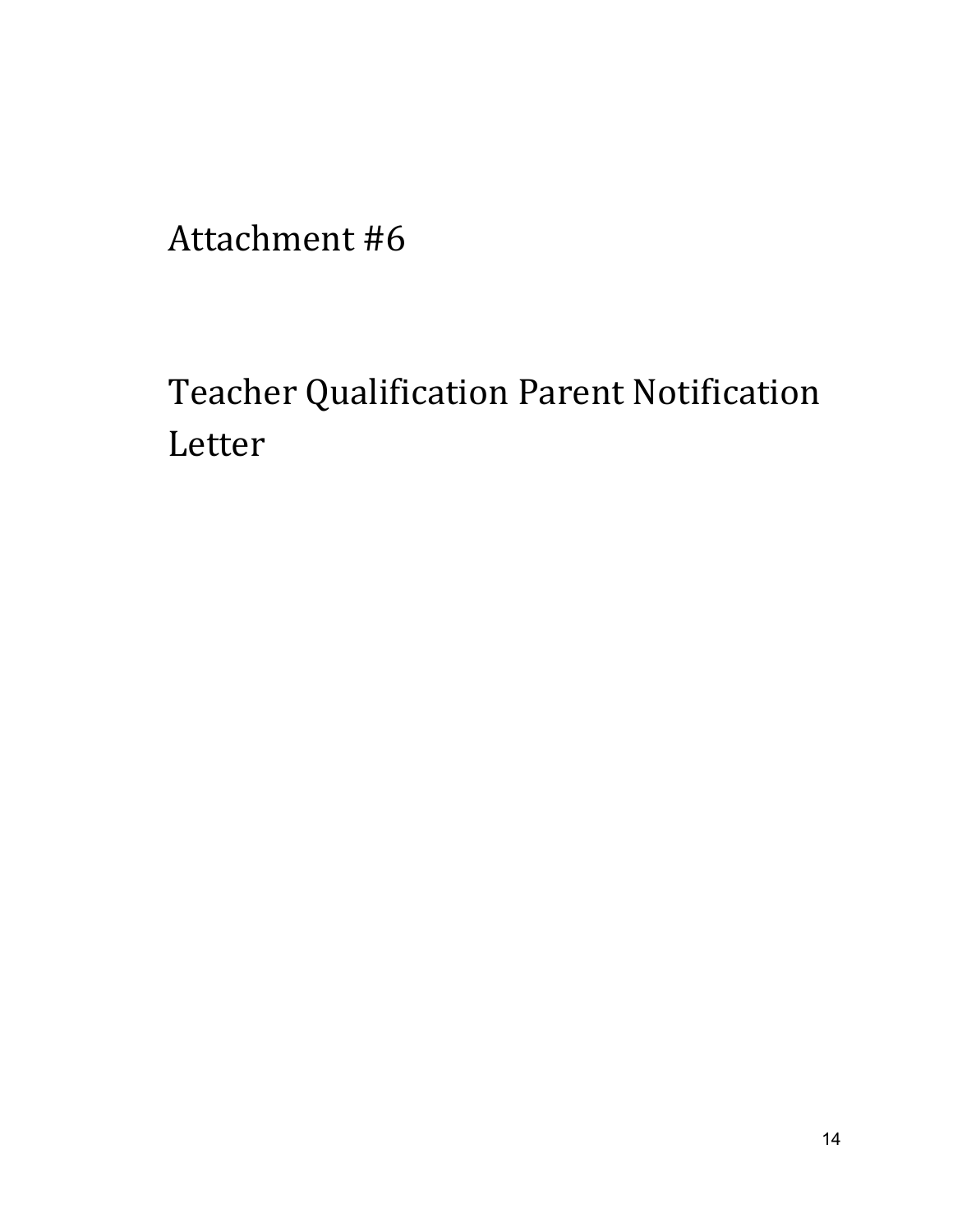# Attachment #6

# Teacher Qualification Parent Notification Letter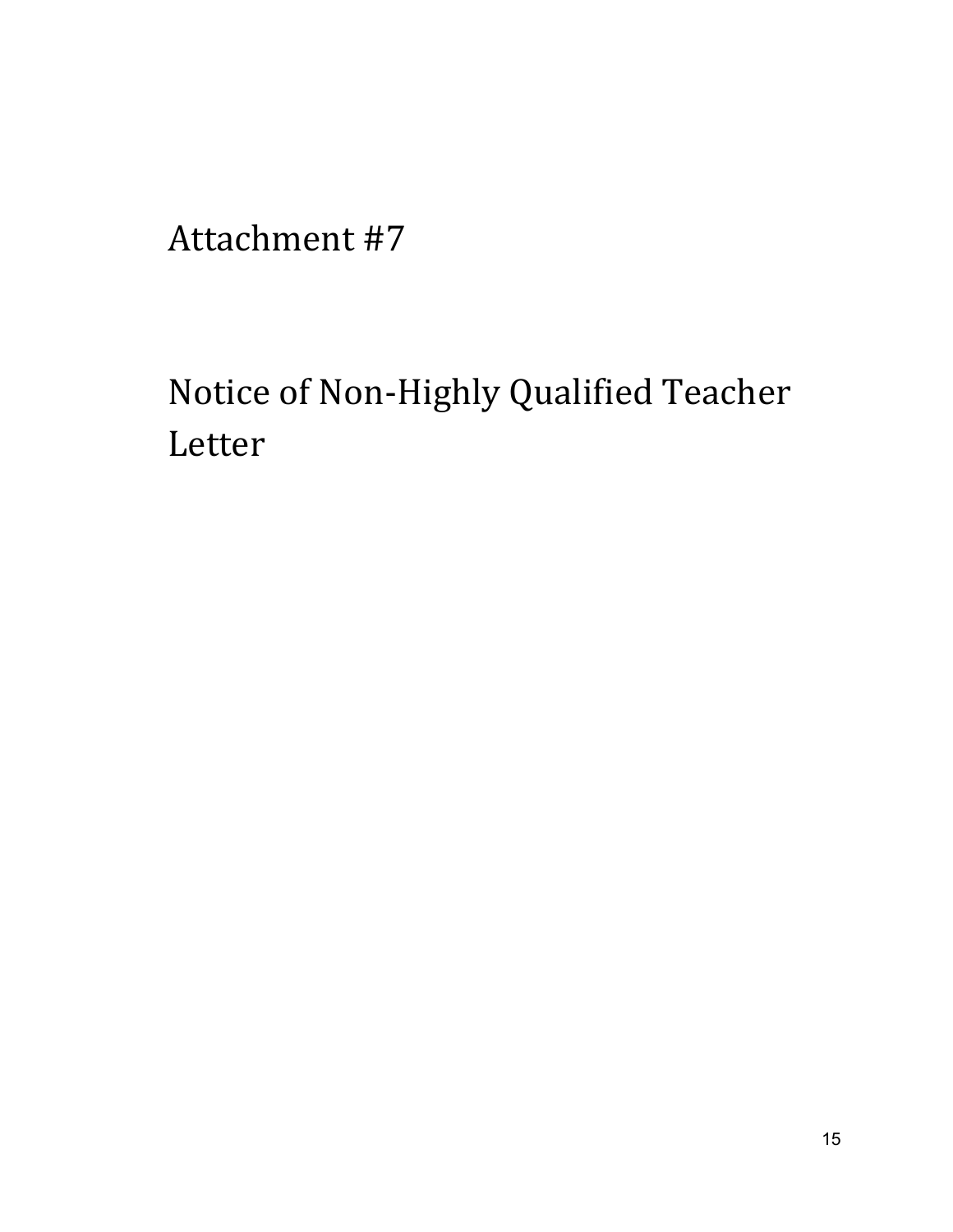# Attachment #7

# Notice of Non-Highly Qualified Teacher Letter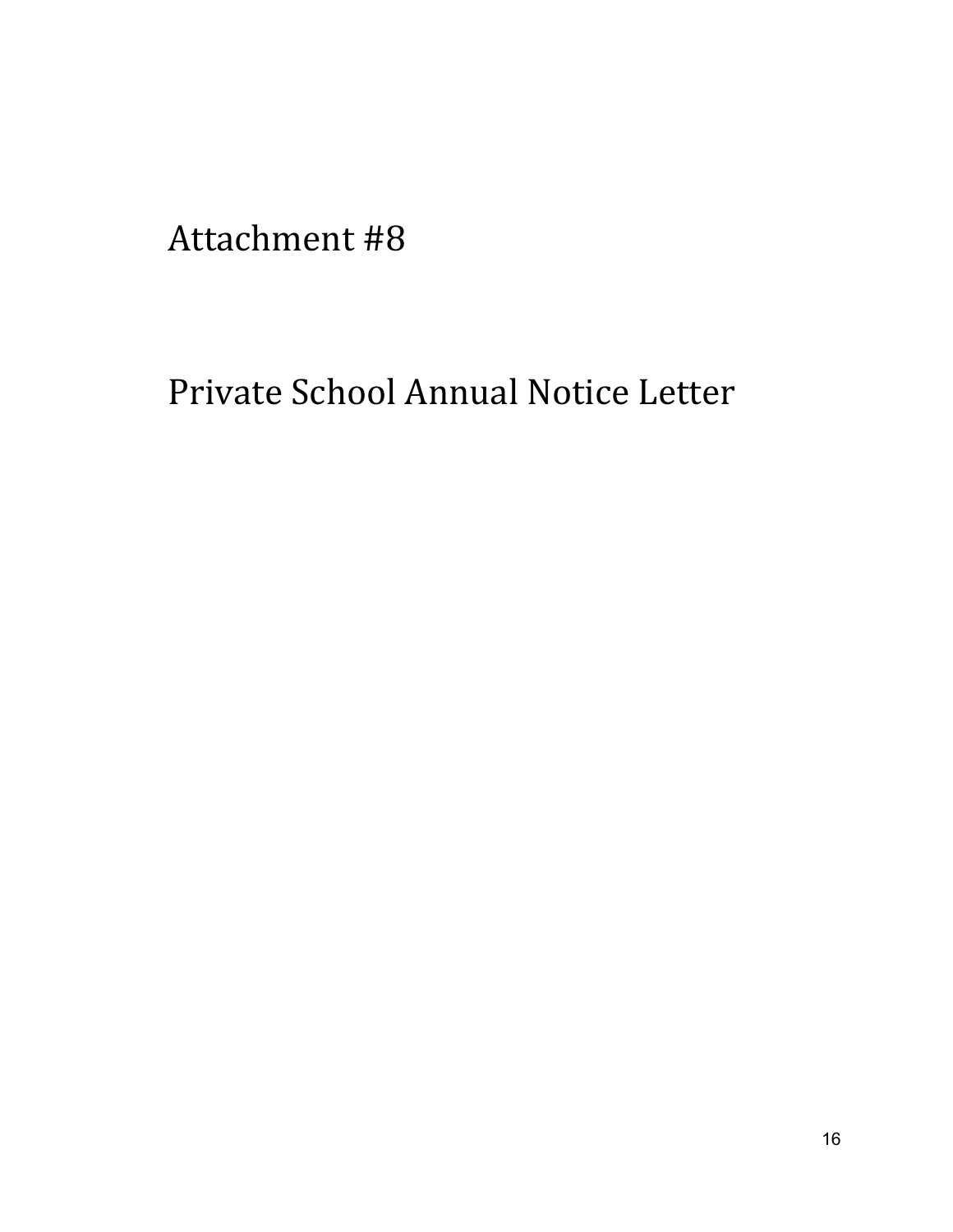# Attachment #8

# Private School Annual Notice Letter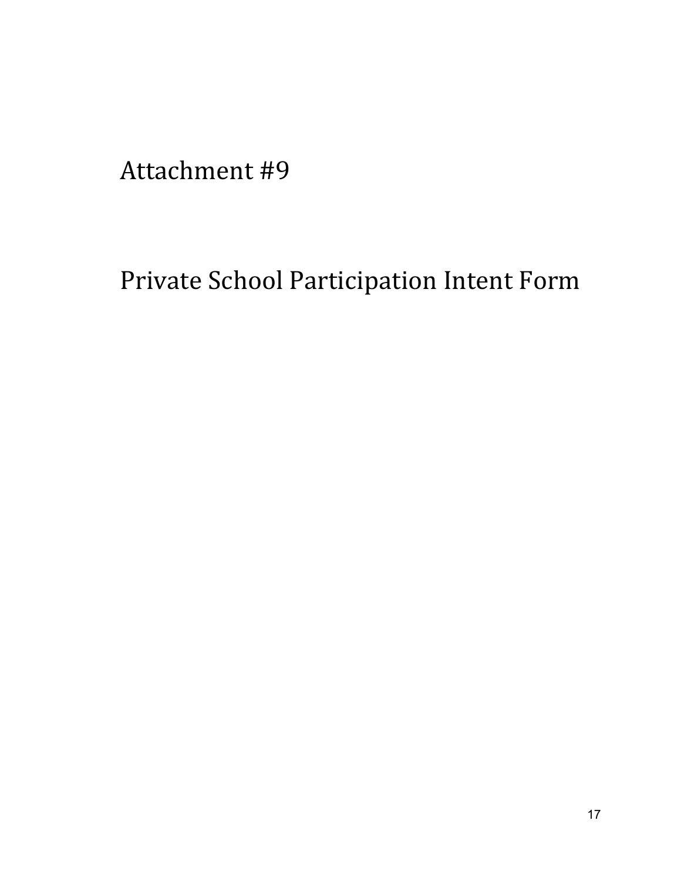# Attachment #9

# Private School Participation Intent Form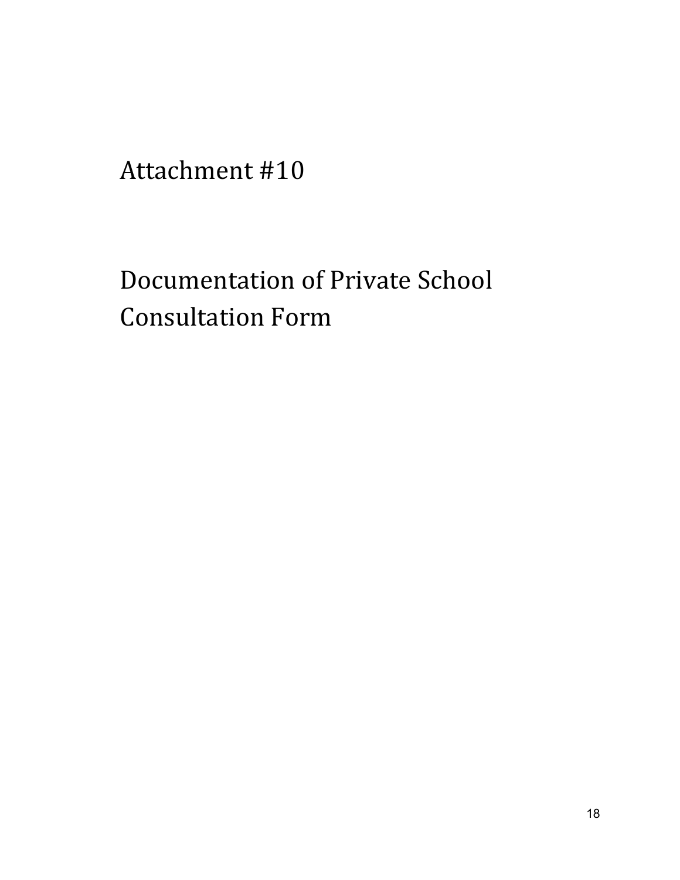# Attachment #10

# Documentation of Private School Consultation Form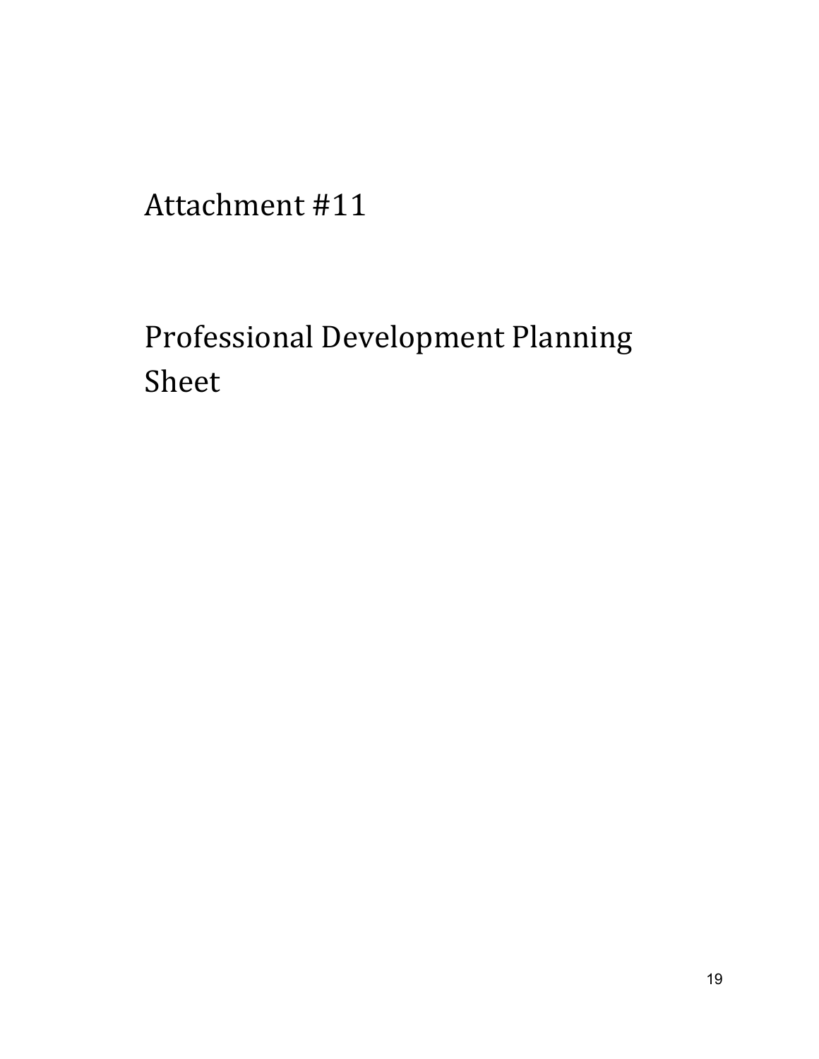# Attachment #11

# Professional Development Planning Sheet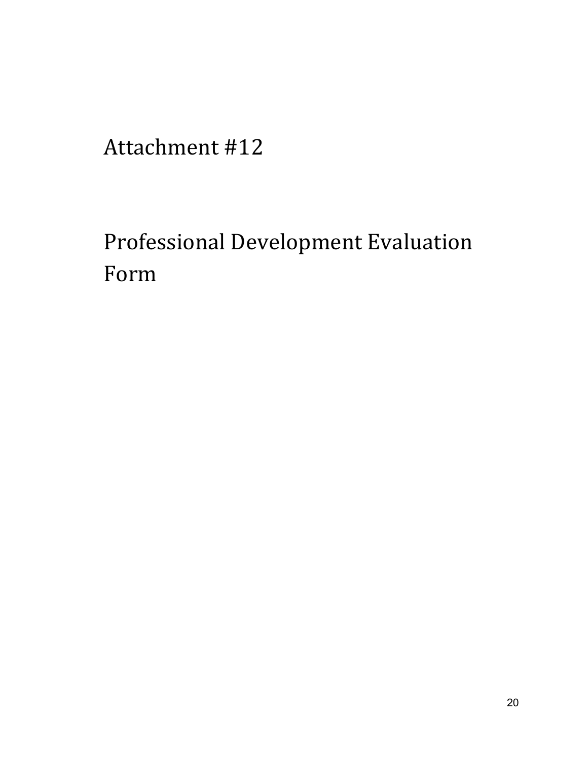# Attachment #12

# Professional Development Evaluation Form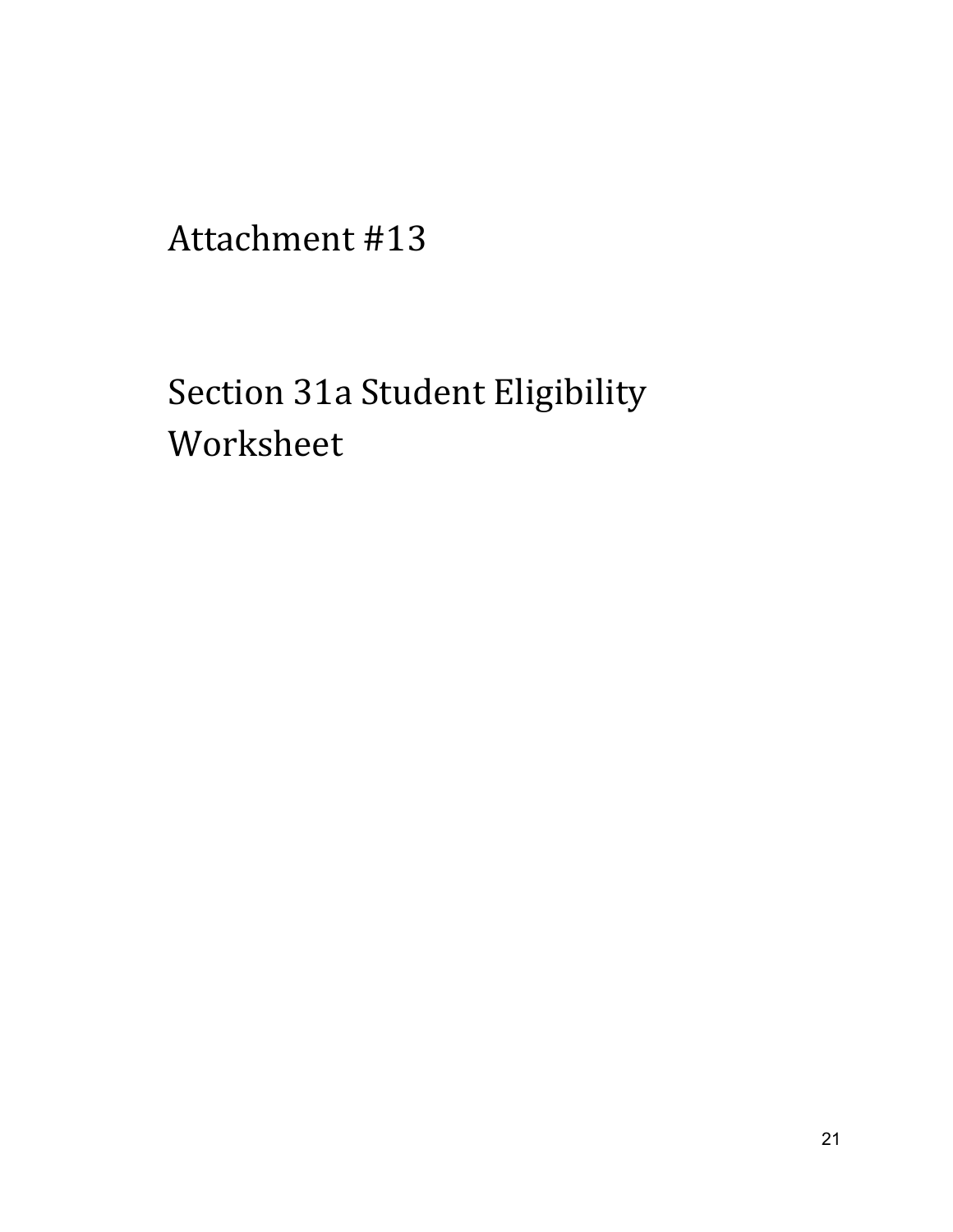# Attachment #13

# Section 31a Student Eligibility Worksheet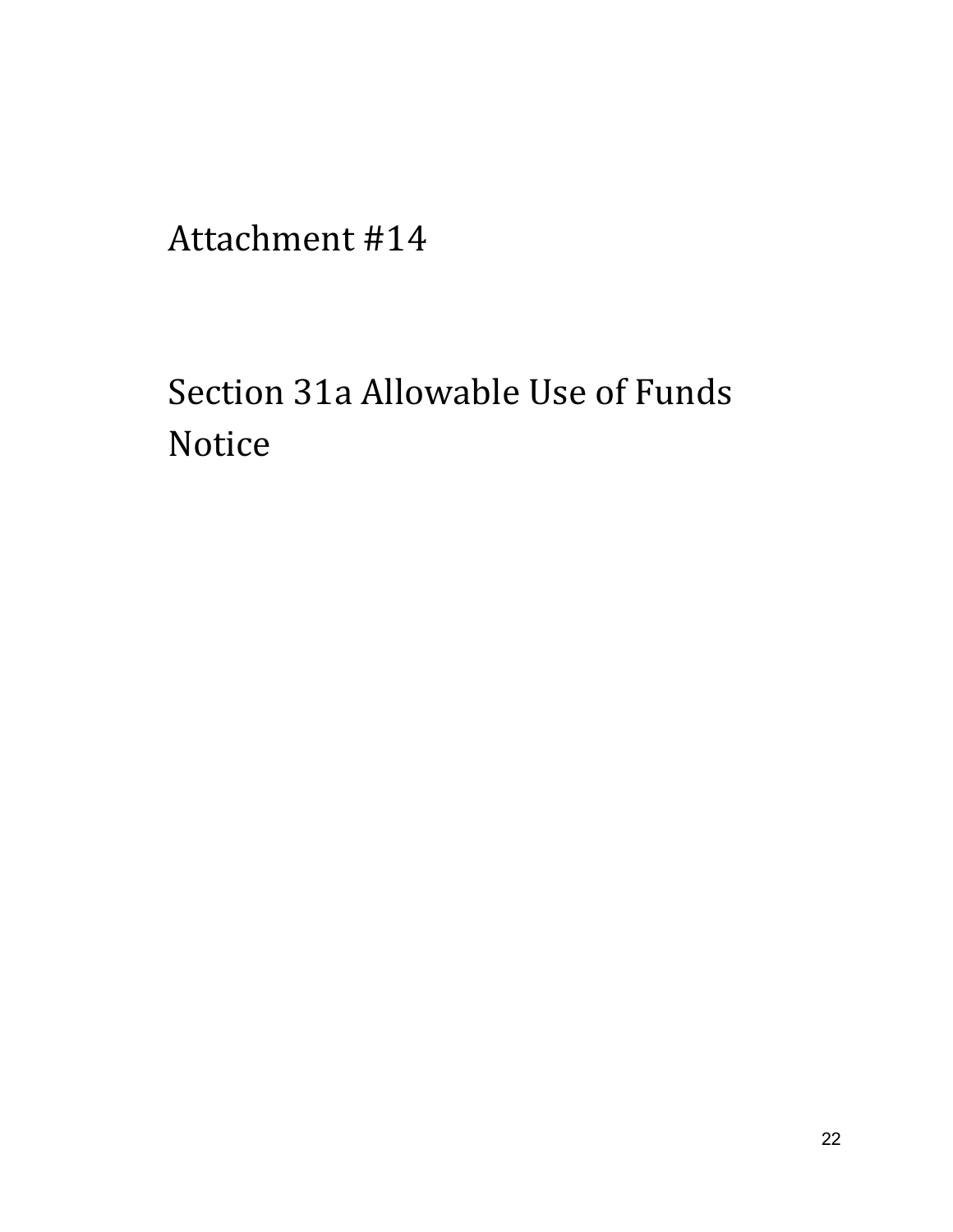# Attachment #14

# Section 31a Allowable Use of Funds Notice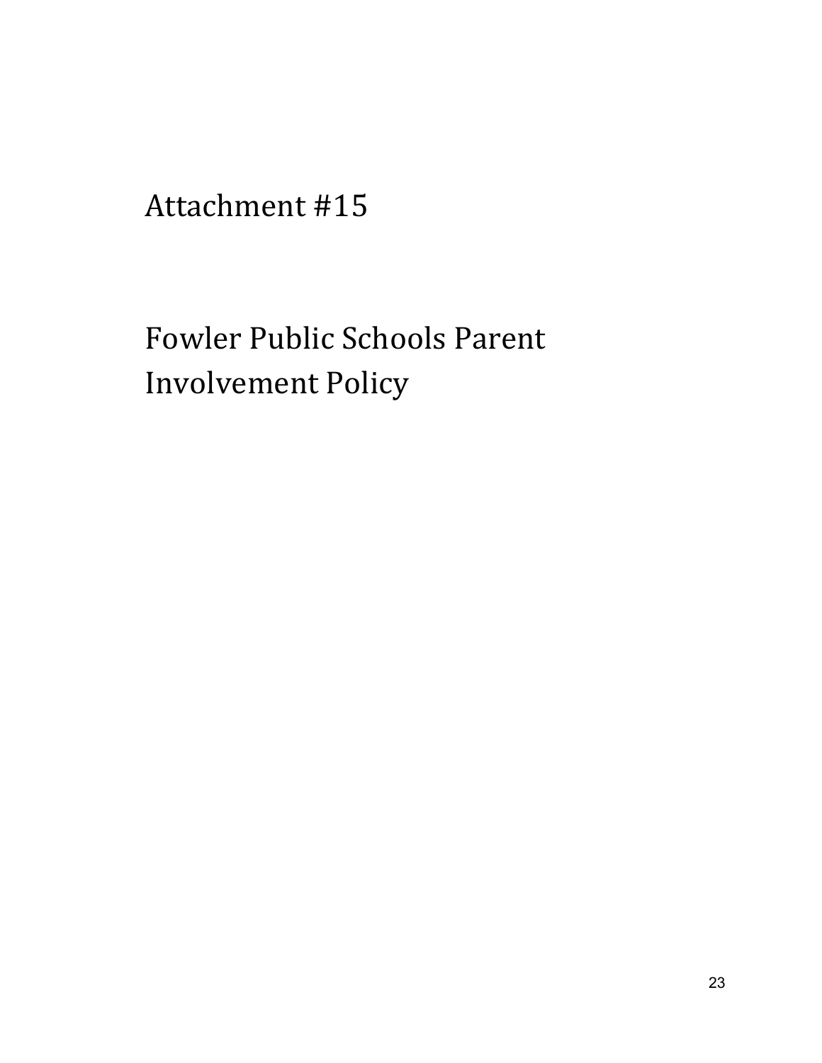# Attachment #15

# Fowler Public Schools Parent Involvement Policy